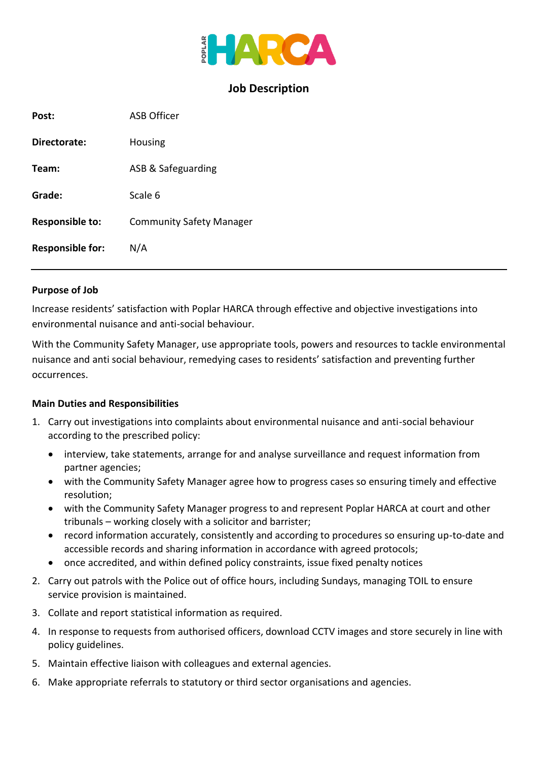# Job Description

| | |
|---|---|
| **Post:** | ASB Officer |
| **Directorate:** | Housing |
| **Team:** | ASB & Safeguarding |
| **Grade:** | Scale 6 |
| **Responsible to:** | Community Safety Manager |
| **Responsible for:** | N/A |

---

**Purpose of Job**

Increase residents' satisfaction with Poplar HARCA through effective and objective investigations into environmental nuisance and anti-social behaviour.

With the Community Safety Manager, use appropriate tools, powers and resources to tackle environmental nuisance and anti social behaviour, remedying cases to residents' satisfaction and preventing further occurrences.

**Main Duties and Responsibilities**

1. Carry out investigations into complaints about environmental nuisance and anti-social behaviour according to the prescribed policy:
   - interview, take statements, arrange for and analyse surveillance and request information from partner agencies;
   - with the Community Safety Manager agree how to progress cases so ensuring timely and effective resolution;
   - with the Community Safety Manager progress to and represent Poplar HARCA at court and other tribunals – working closely with a solicitor and barrister;
   - record information accurately, consistently and according to procedures so ensuring up-to-date and accessible records and sharing information in accordance with agreed protocols;
   - once accredited, and within defined policy constraints, issue fixed penalty notices
2. Carry out patrols with the Police out of office hours, including Sundays, managing TOIL to ensure service provision is maintained.
3. Collate and report statistical information as required.
4. In response to requests from authorised officers, download CCTV images and store securely in line with policy guidelines.
5. Maintain effective liaison with colleagues and external agencies.
6. Make appropriate referrals to statutory or third sector organisations and agencies.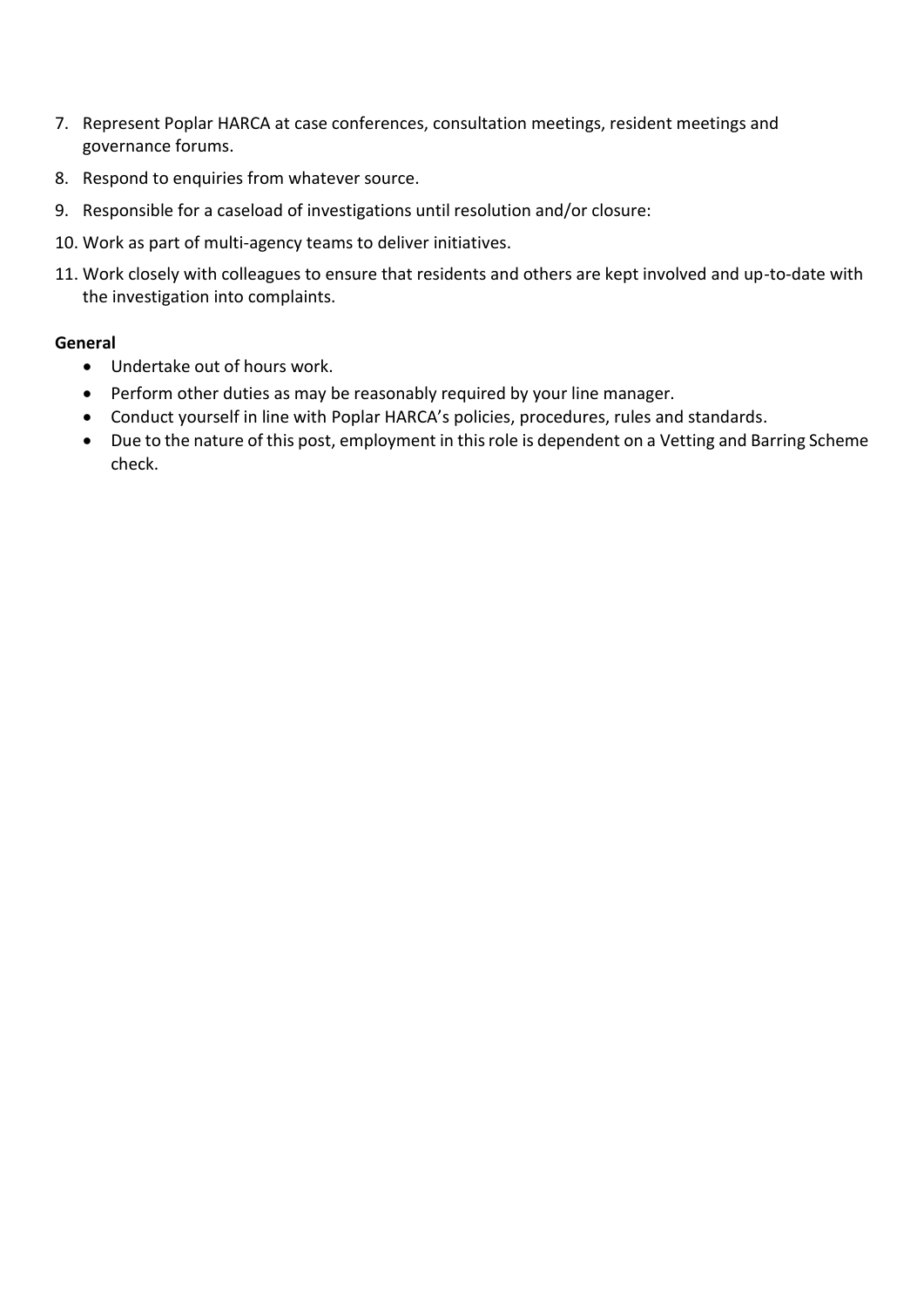7. Represent Poplar HARCA at case conferences, consultation meetings, resident meetings and governance forums.
8. Respond to enquiries from whatever source.
9. Responsible for a caseload of investigations until resolution and/or closure:
10. Work as part of multi-agency teams to deliver initiatives.
11. Work closely with colleagues to ensure that residents and others are kept involved and up-to-date with the investigation into complaints.

**General**

- Undertake out of hours work.
- Perform other duties as may be reasonably required by your line manager.
- Conduct yourself in line with Poplar HARCA's policies, procedures, rules and standards.
- Due to the nature of this post, employment in this role is dependent on a Vetting and Barring Scheme check.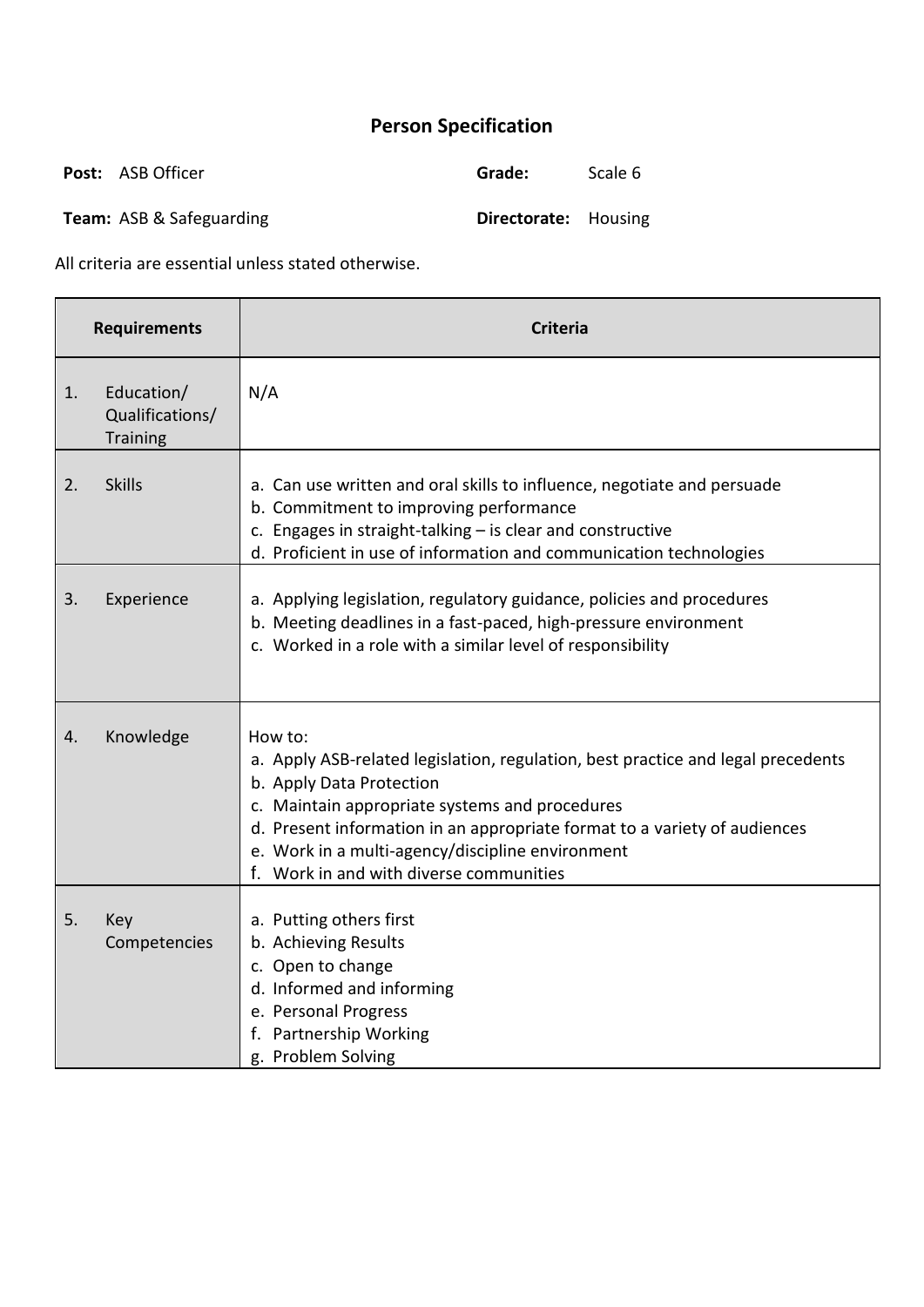# Person Specification

**Post:** ASB Officer **Grade:** Scale 6

**Team:** ASB & Safeguarding **Directorate:** Housing

All criteria are essential unless stated otherwise.

| Requirements | Criteria |
|---|---|
| 1. Education/ Qualifications/ Training | N/A |
| 2. Skills | a. Can use written and oral skills to influence, negotiate and persuade<br>b. Commitment to improving performance<br>c. Engages in straight-talking – is clear and constructive<br>d. Proficient in use of information and communication technologies |
| 3. Experience | a. Applying legislation, regulatory guidance, policies and procedures<br>b. Meeting deadlines in a fast-paced, high-pressure environment<br>c. Worked in a role with a similar level of responsibility |
| 4. Knowledge | How to:<br>a. Apply ASB-related legislation, regulation, best practice and legal precedents<br>b. Apply Data Protection<br>c. Maintain appropriate systems and procedures<br>d. Present information in an appropriate format to a variety of audiences<br>e. Work in a multi-agency/discipline environment<br>f. Work in and with diverse communities |
| 5. Key Competencies | a. Putting others first<br>b. Achieving Results<br>c. Open to change<br>d. Informed and informing<br>e. Personal Progress<br>f. Partnership Working<br>g. Problem Solving |